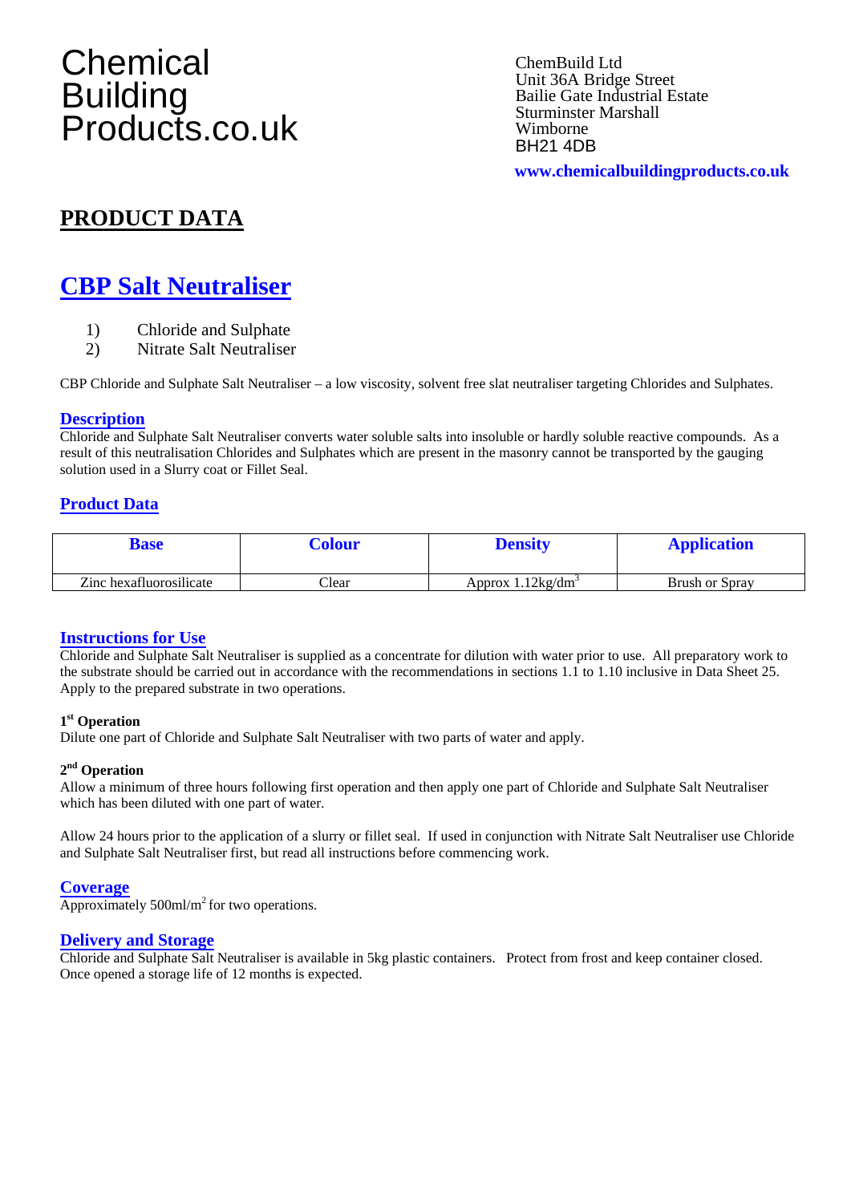# Chemical Building Products.co.uk

ChemBuild Ltd
Unit 36A Bridge Street
Bailie Gate Industrial Estate
Sturminster Marshall
Wimborne
BH21 4DB

**www.chemicalbuildingproducts.co.uk**

## PRODUCT DATA

## CBP Salt Neutraliser

1) Chloride and Sulphate
2) Nitrate Salt Neutraliser

CBP Chloride and Sulphate Salt Neutraliser – a low viscosity, solvent free slat neutraliser targeting Chlorides and Sulphates.

### Description

Chloride and Sulphate Salt Neutraliser converts water soluble salts into insoluble or hardly soluble reactive compounds. As a result of this neutralisation Chlorides and Sulphates which are present in the masonry cannot be transported by the gauging solution used in a Slurry coat or Fillet Seal.

### Product Data

| Base | Colour | Density | Application |
|---|---|---|---|
| Zinc hexafluorosilicate | Clear | Approx 1.12kg/dm$^3$ | Brush or Spray |

### Instructions for Use

Chloride and Sulphate Salt Neutraliser is supplied as a concentrate for dilution with water prior to use. All preparatory work to the substrate should be carried out in accordance with the recommendations in sections 1.1 to 1.10 inclusive in Data Sheet 25. Apply to the prepared substrate in two operations.

**1st Operation**
Dilute one part of Chloride and Sulphate Salt Neutraliser with two parts of water and apply.

**2nd Operation**
Allow a minimum of three hours following first operation and then apply one part of Chloride and Sulphate Salt Neutraliser which has been diluted with one part of water.

Allow 24 hours prior to the application of a slurry or fillet seal. If used in conjunction with Nitrate Salt Neutraliser use Chloride and Sulphate Salt Neutraliser first, but read all instructions before commencing work.

### Coverage

Approximately 500ml/m$^2$ for two operations.

### Delivery and Storage

Chloride and Sulphate Salt Neutraliser is available in 5kg plastic containers. Protect from frost and keep container closed. Once opened a storage life of 12 months is expected.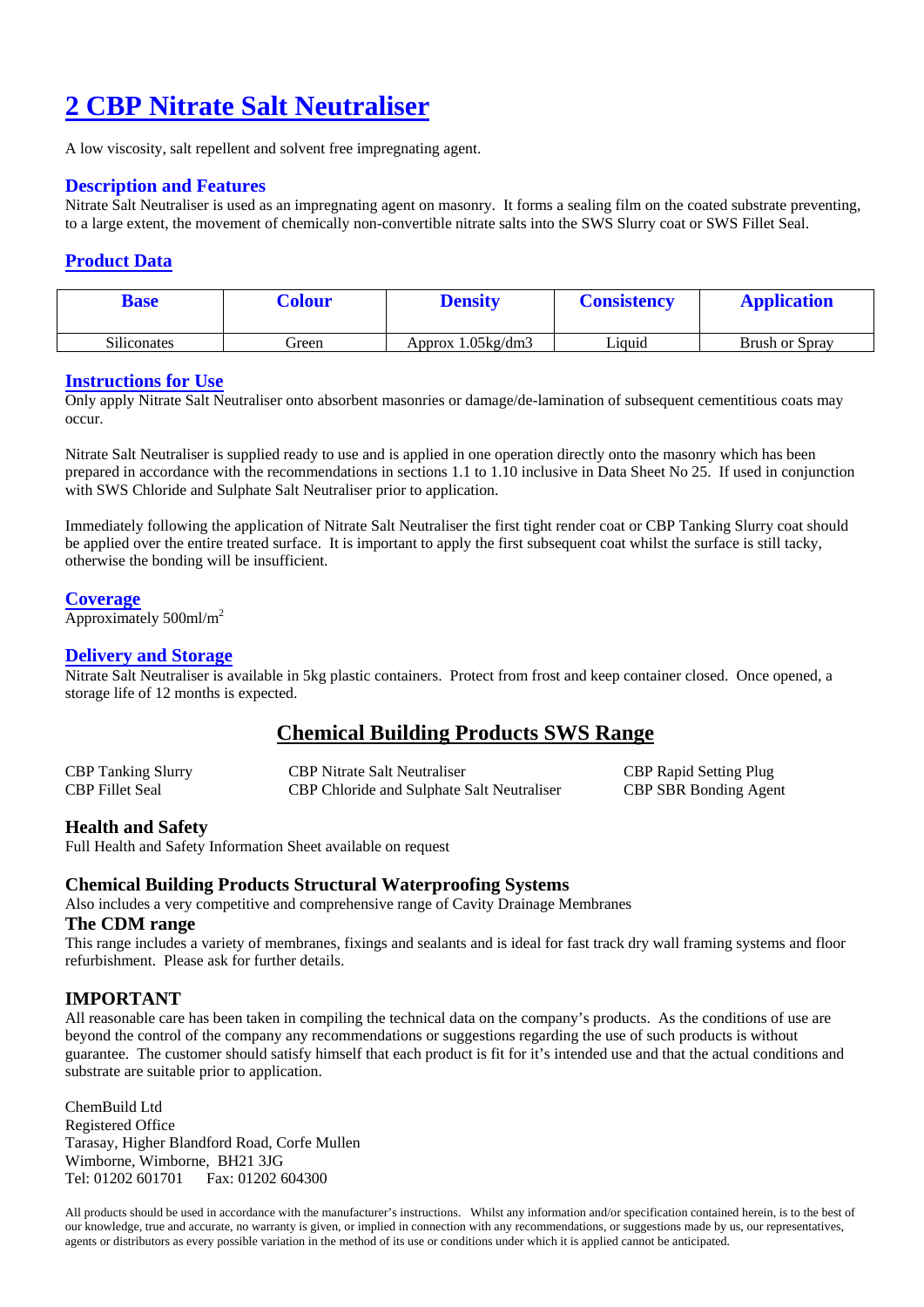# 2 CBP Nitrate Salt Neutraliser

A low viscosity, salt repellent and solvent free impregnating agent.

## Description and Features

Nitrate Salt Neutraliser is used as an impregnating agent on masonry. It forms a sealing film on the coated substrate preventing, to a large extent, the movement of chemically non-convertible nitrate salts into the SWS Slurry coat or SWS Fillet Seal.

## Product Data

| Base | Colour | Density | Consistency | Application |
|---|---|---|---|---|
| Siliconates | Green | Approx 1.05kg/dm3 | Liquid | Brush or Spray |

## Instructions for Use

Only apply Nitrate Salt Neutraliser onto absorbent masonries or damage/de-lamination of subsequent cementitious coats may occur.

Nitrate Salt Neutraliser is supplied ready to use and is applied in one operation directly onto the masonry which has been prepared in accordance with the recommendations in sections 1.1 to 1.10 inclusive in Data Sheet No 25. If used in conjunction with SWS Chloride and Sulphate Salt Neutraliser prior to application.

Immediately following the application of Nitrate Salt Neutraliser the first tight render coat or CBP Tanking Slurry coat should be applied over the entire treated surface. It is important to apply the first subsequent coat whilst the surface is still tacky, otherwise the bonding will be insufficient.

## Coverage

Approximately 500ml/$m^2$

## Delivery and Storage

Nitrate Salt Neutraliser is available in 5kg plastic containers. Protect from frost and keep container closed. Once opened, a storage life of 12 months is expected.

## Chemical Building Products SWS Range

CBP Tanking Slurry
CBP Fillet Seal
CBP Nitrate Salt Neutraliser
CBP Chloride and Sulphate Salt Neutraliser
CBP Rapid Setting Plug
CBP SBR Bonding Agent

### Health and Safety

Full Health and Safety Information Sheet available on request

### Chemical Building Products Structural Waterproofing Systems

Also includes a very competitive and comprehensive range of Cavity Drainage Membranes

### The CDM range

This range includes a variety of membranes, fixings and sealants and is ideal for fast track dry wall framing systems and floor refurbishment. Please ask for further details.

### IMPORTANT

All reasonable care has been taken in compiling the technical data on the company's products. As the conditions of use are beyond the control of the company any recommendations or suggestions regarding the use of such products is without guarantee. The customer should satisfy himself that each product is fit for it's intended use and that the actual conditions and substrate are suitable prior to application.

ChemBuild Ltd
Registered Office
Tarasay, Higher Blandford Road, Corfe Mullen
Wimborne, Wimborne, BH21 3JG
Tel: 01202 601701 Fax: 01202 604300

All products should be used in accordance with the manufacturer's instructions. Whilst any information and/or specification contained herein, is to the best of our knowledge, true and accurate, no warranty is given, or implied in connection with any recommendations, or suggestions made by us, our representatives, agents or distributors as every possible variation in the method of its use or conditions under which it is applied cannot be anticipated.